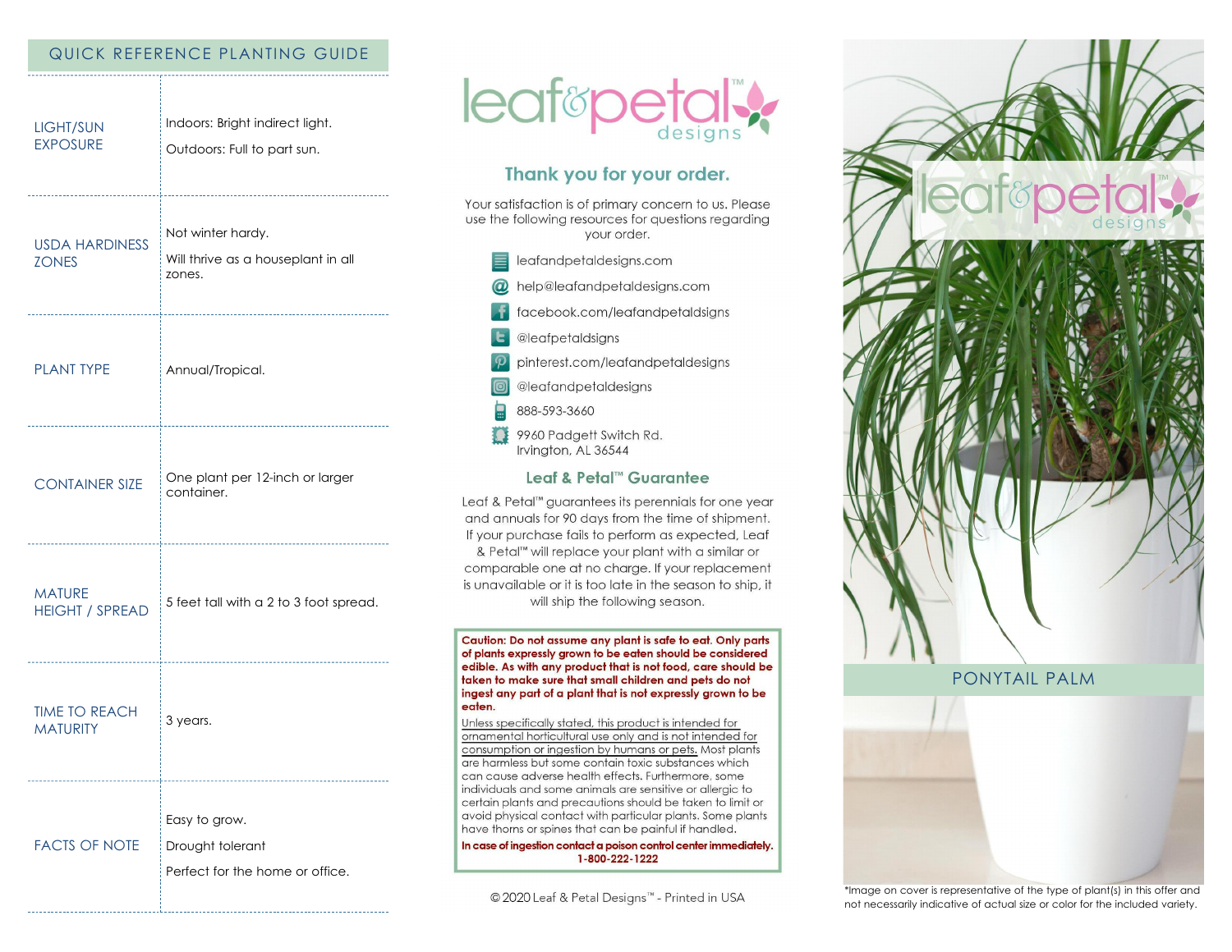## QUICK REFERENCE PLANTING GUIDE

| | |
|---|---|
| LIGHT/SUN EXPOSURE | Indoors: Bright indirect light.<br>Outdoors: Full to part sun. |
| USDA HARDINESS ZONES | Not winter hardy.<br>Will thrive as a houseplant in all zones. |
| PLANT TYPE | Annual/Tropical. |
| CONTAINER SIZE | One plant per 12-inch or larger container. |
| MATURE HEIGHT / SPREAD | 5 feet tall with a 2 to 3 foot spread. |
| TIME TO REACH MATURITY | 3 years. |
| FACTS OF NOTE | Easy to grow.<br>Drought tolerant<br>Perfect for the home or office. |

leaf&petal™ designs

## Thank you for your order.

Your satisfaction is of primary concern to us. Please use the following resources for questions regarding your order.

- leafandpetaldesigns.com
- help@leafandpetaldesigns.com
- facebook.com/leafandpetaldsigns
- @leafpetaldsigns
- pinterest.com/leafandpetaldesigns
- @leafandpetaldesigns
- 888-593-3660
- 9960 Padgett Switch Rd.
  Irvington, AL 36544

## Leaf & Petal™ Guarantee

Leaf & Petal™ guarantees its perennials for one year and annuals for 90 days from the time of shipment. If your purchase fails to perform as expected, Leaf & Petal™ will replace your plant with a similar or comparable one at no charge. If your replacement is unavailable or it is too late in the season to ship, it will ship the following season.

**Caution: Do not assume any plant is safe to eat. Only parts of plants expressly grown to be eaten should be considered edible. As with any product that is not food, care should be taken to make sure that small children and pets do not ingest any part of a plant that is not expressly grown to be eaten.**

Unless specifically stated, this product is intended for ornamental horticultural use only and is not intended for consumption or ingestion by humans or pets. Most plants are harmless but some contain toxic substances which can cause adverse health effects. Furthermore, some individuals and some animals are sensitive or allergic to certain plants and precautions should be taken to limit or avoid physical contact with particular plants. Some plants have thorns or spines that can be painful if handled.

**In case of ingestion contact a poison control center immediately. 1-800-222-1222**

© 2020 Leaf & Petal Designs™ - Printed in USA

leaf&petal™ designs

# PONYTAIL PALM

*Image on cover is representative of the type of plant(s) in this offer and not necessarily indicative of actual size or color for the included variety.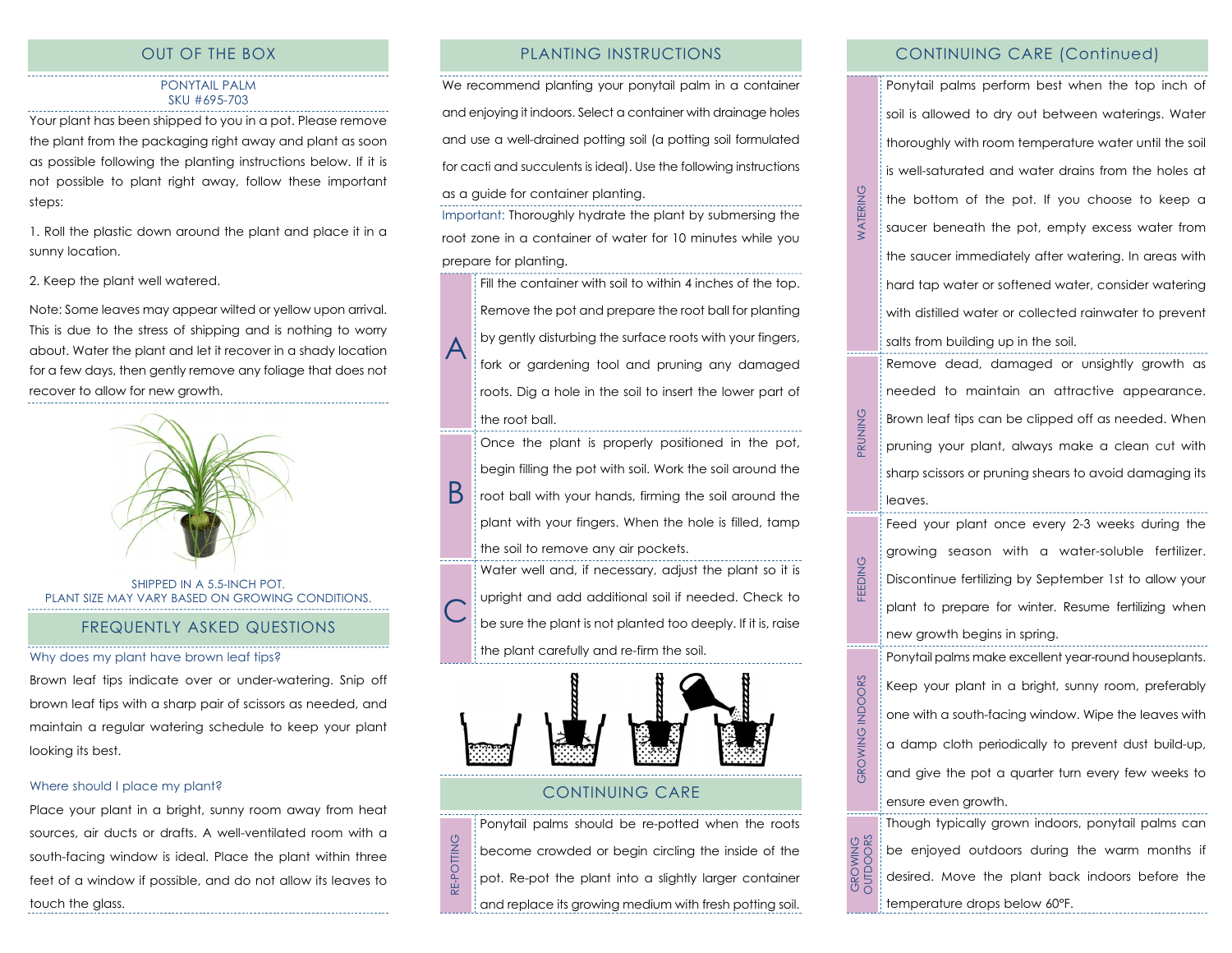## OUT OF THE BOX

PONYTAIL PALM
SKU #695-703

Your plant has been shipped to you in a pot. Please remove the plant from the packaging right away and plant as soon as possible following the planting instructions below. If it is not possible to plant right away, follow these important steps:

1. Roll the plastic down around the plant and place it in a sunny location.

2. Keep the plant well watered.

Note: Some leaves may appear wilted or yellow upon arrival. This is due to the stress of shipping and is nothing to worry about. Water the plant and let it recover in a shady location for a few days, then gently remove any foliage that does not recover to allow for new growth.

SHIPPED IN A 5.5-INCH POT.
PLANT SIZE MAY VARY BASED ON GROWING CONDITIONS.

## FREQUENTLY ASKED QUESTIONS

**Why does my plant have brown leaf tips?**

Brown leaf tips indicate over or under-watering. Snip off brown leaf tips with a sharp pair of scissors as needed, and maintain a regular watering schedule to keep your plant looking its best.

**Where should I place my plant?**

Place your plant in a bright, sunny room away from heat sources, air ducts or drafts. A well-ventilated room with a south-facing window is ideal. Place the plant within three feet of a window if possible, and do not allow its leaves to touch the glass.

## PLANTING INSTRUCTIONS

We recommend planting your ponytail palm in a container and enjoying it indoors. Select a container with drainage holes and use a well-drained potting soil (a potting soil formulated for cacti and succulents is ideal). Use the following instructions as a guide for container planting.

Important: Thoroughly hydrate the plant by submersing the root zone in a container of water for 10 minutes while you prepare for planting.

**A** Fill the container with soil to within 4 inches of the top. Remove the pot and prepare the root ball for planting by gently disturbing the surface roots with your fingers, fork or gardening tool and pruning any damaged roots. Dig a hole in the soil to insert the lower part of the root ball.

**B** Once the plant is properly positioned in the pot, begin filling the pot with soil. Work the soil around the root ball with your hands, firming the soil around the plant with your fingers. When the hole is filled, tamp the soil to remove any air pockets.

**C** Water well and, if necessary, adjust the plant so it is upright and add additional soil if needed. Check to be sure the plant is not planted too deeply. If it is, raise the plant carefully and re-firm the soil.

## CONTINUING CARE

**RE-POTTING**

Ponytail palms should be re-potted when the roots become crowded or begin circling the inside of the pot. Re-pot the plant into a slightly larger container and replace its growing medium with fresh potting soil.

## CONTINUING CARE (Continued)

**WATERING**

Ponytail palms perform best when the top inch of soil is allowed to dry out between waterings. Water thoroughly with room temperature water until the soil is well-saturated and water drains from the holes at the bottom of the pot. If you choose to keep a saucer beneath the pot, empty excess water from the saucer immediately after watering. In areas with hard tap water or softened water, consider watering with distilled water or collected rainwater to prevent salts from building up in the soil.

**PRUNING**

Remove dead, damaged or unsightly growth as needed to maintain an attractive appearance. Brown leaf tips can be clipped off as needed. When pruning your plant, always make a clean cut with sharp scissors or pruning shears to avoid damaging its leaves.

**FEEDING**

Feed your plant once every 2-3 weeks during the growing season with a water-soluble fertilizer. Discontinue fertilizing by September 1st to allow your plant to prepare for winter. Resume fertilizing when new growth begins in spring.

**GROWING INDOORS**

Ponytail palms make excellent year-round houseplants. Keep your plant in a bright, sunny room, preferably one with a south-facing window. Wipe the leaves with a damp cloth periodically to prevent dust build-up, and give the pot a quarter turn every few weeks to ensure even growth.

**GROWING OUTDOORS**

Though typically grown indoors, ponytail palms can be enjoyed outdoors during the warm months if desired. Move the plant back indoors before the temperature drops below 60°F.